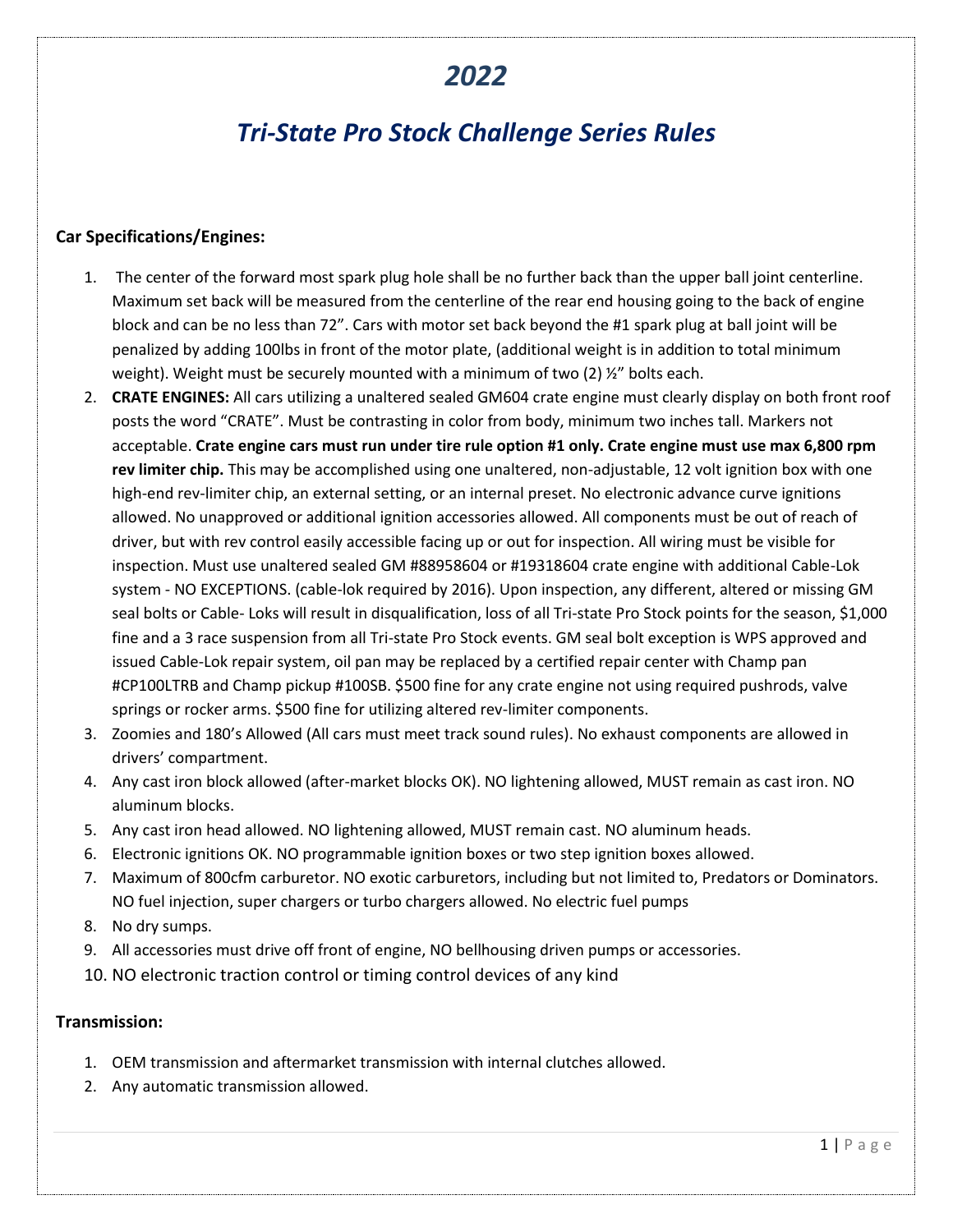# *2022*

## *Tri-State Pro Stock Challenge Series Rules*

**Car Specifications/Engines:**

1. The center of the forward most spark plug hole shall be no further back than the upper ball joint centerline. Maximum set back will be measured from the centerline of the rear end housing going to the back of engine block and can be no less than 72". Cars with motor set back beyond the #1 spark plug at ball joint will be penalized by adding 100lbs in front of the motor plate, (additional weight is in addition to total minimum weight). Weight must be securely mounted with a minimum of two (2) ½" bolts each.
2. **CRATE ENGINES:** All cars utilizing a unaltered sealed GM604 crate engine must clearly display on both front roof posts the word "CRATE". Must be contrasting in color from body, minimum two inches tall. Markers not acceptable. **Crate engine cars must run under tire rule option #1 only. Crate engine must use max 6,800 rpm rev limiter chip.** This may be accomplished using one unaltered, non-adjustable, 12 volt ignition box with one high-end rev-limiter chip, an external setting, or an internal preset. No electronic advance curve ignitions allowed. No unapproved or additional ignition accessories allowed. All components must be out of reach of driver, but with rev control easily accessible facing up or out for inspection. All wiring must be visible for inspection. Must use unaltered sealed GM #88958604 or #19318604 crate engine with additional Cable-Lok system - NO EXCEPTIONS. (cable-lok required by 2016). Upon inspection, any different, altered or missing GM seal bolts or Cable- Loks will result in disqualification, loss of all Tri-state Pro Stock points for the season, $1,000 fine and a 3 race suspension from all Tri-state Pro Stock events. GM seal bolt exception is WPS approved and issued Cable-Lok repair system, oil pan may be replaced by a certified repair center with Champ pan #CP100LTRB and Champ pickup #100SB. $500 fine for any crate engine not using required pushrods, valve springs or rocker arms. $500 fine for utilizing altered rev-limiter components.
3. Zoomies and 180's Allowed (All cars must meet track sound rules). No exhaust components are allowed in drivers' compartment.
4. Any cast iron block allowed (after-market blocks OK). NO lightening allowed, MUST remain as cast iron. NO aluminum blocks.
5. Any cast iron head allowed. NO lightening allowed, MUST remain cast. NO aluminum heads.
6. Electronic ignitions OK. NO programmable ignition boxes or two step ignition boxes allowed.
7. Maximum of 800cfm carburetor. NO exotic carburetors, including but not limited to, Predators or Dominators. NO fuel injection, super chargers or turbo chargers allowed. No electric fuel pumps
8. No dry sumps.
9. All accessories must drive off front of engine, NO bellhousing driven pumps or accessories.
10. NO electronic traction control or timing control devices of any kind

**Transmission:**

1. OEM transmission and aftermarket transmission with internal clutches allowed.
2. Any automatic transmission allowed.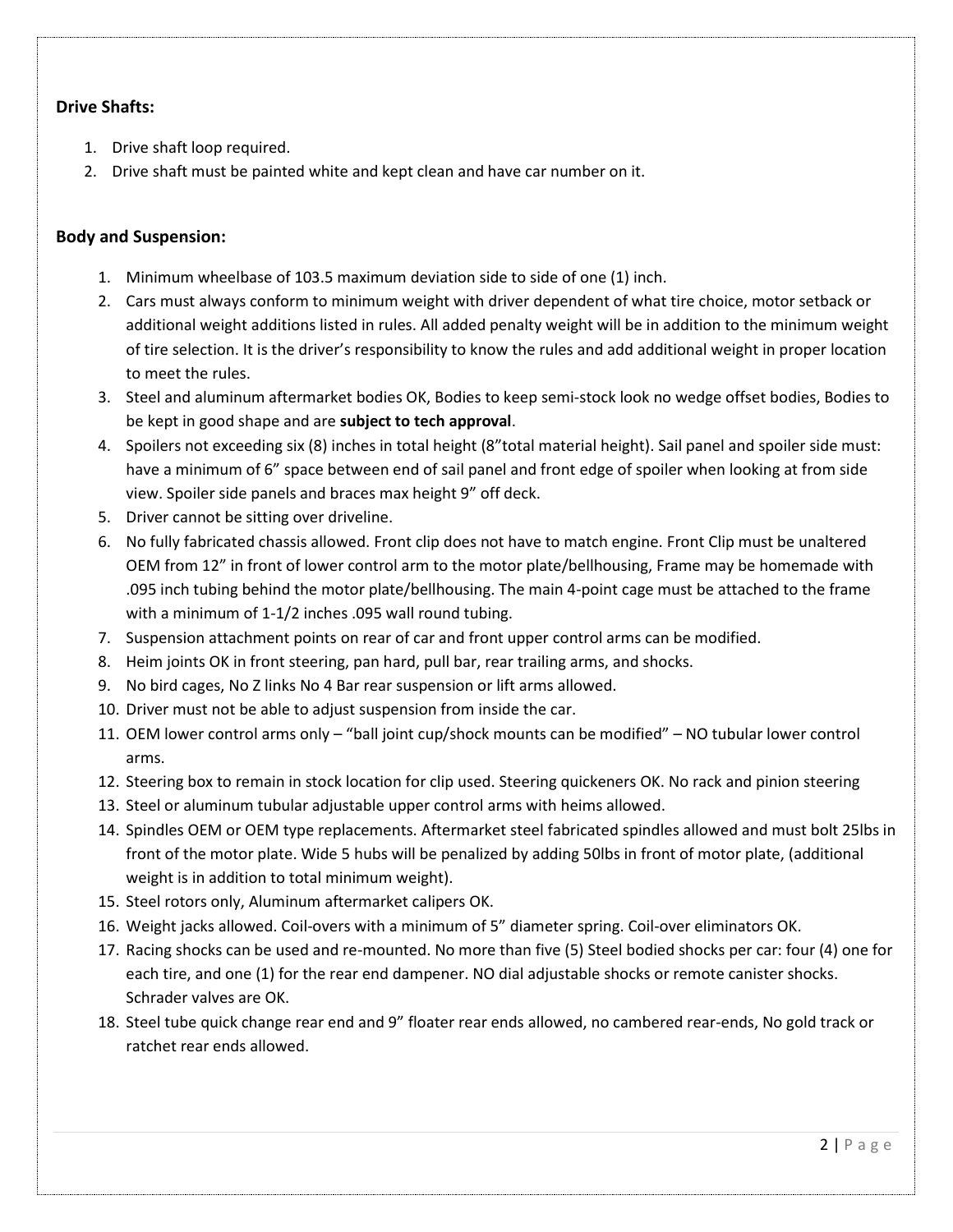**Drive Shafts:**

1. Drive shaft loop required.
2. Drive shaft must be painted white and kept clean and have car number on it.

**Body and Suspension:**

1. Minimum wheelbase of 103.5 maximum deviation side to side of one (1) inch.
2. Cars must always conform to minimum weight with driver dependent of what tire choice, motor setback or additional weight additions listed in rules. All added penalty weight will be in addition to the minimum weight of tire selection. It is the driver's responsibility to know the rules and add additional weight in proper location to meet the rules.
3. Steel and aluminum aftermarket bodies OK, Bodies to keep semi-stock look no wedge offset bodies, Bodies to be kept in good shape and are **subject to tech approval**.
4. Spoilers not exceeding six (8) inches in total height (8"total material height). Sail panel and spoiler side must: have a minimum of 6" space between end of sail panel and front edge of spoiler when looking at from side view. Spoiler side panels and braces max height 9" off deck.
5. Driver cannot be sitting over driveline.
6. No fully fabricated chassis allowed. Front clip does not have to match engine. Front Clip must be unaltered OEM from 12" in front of lower control arm to the motor plate/bellhousing, Frame may be homemade with .095 inch tubing behind the motor plate/bellhousing. The main 4-point cage must be attached to the frame with a minimum of 1-1/2 inches .095 wall round tubing.
7. Suspension attachment points on rear of car and front upper control arms can be modified.
8. Heim joints OK in front steering, pan hard, pull bar, rear trailing arms, and shocks.
9. No bird cages, No Z links No 4 Bar rear suspension or lift arms allowed.
10. Driver must not be able to adjust suspension from inside the car.
11. OEM lower control arms only – "ball joint cup/shock mounts can be modified" – NO tubular lower control arms.
12. Steering box to remain in stock location for clip used. Steering quickeners OK. No rack and pinion steering
13. Steel or aluminum tubular adjustable upper control arms with heims allowed.
14. Spindles OEM or OEM type replacements. Aftermarket steel fabricated spindles allowed and must bolt 25lbs in front of the motor plate. Wide 5 hubs will be penalized by adding 50lbs in front of motor plate, (additional weight is in addition to total minimum weight).
15. Steel rotors only, Aluminum aftermarket calipers OK.
16. Weight jacks allowed. Coil-overs with a minimum of 5" diameter spring. Coil-over eliminators OK.
17. Racing shocks can be used and re-mounted. No more than five (5) Steel bodied shocks per car: four (4) one for each tire, and one (1) for the rear end dampener. NO dial adjustable shocks or remote canister shocks. Schrader valves are OK.
18. Steel tube quick change rear end and 9" floater rear ends allowed, no cambered rear-ends, No gold track or ratchet rear ends allowed.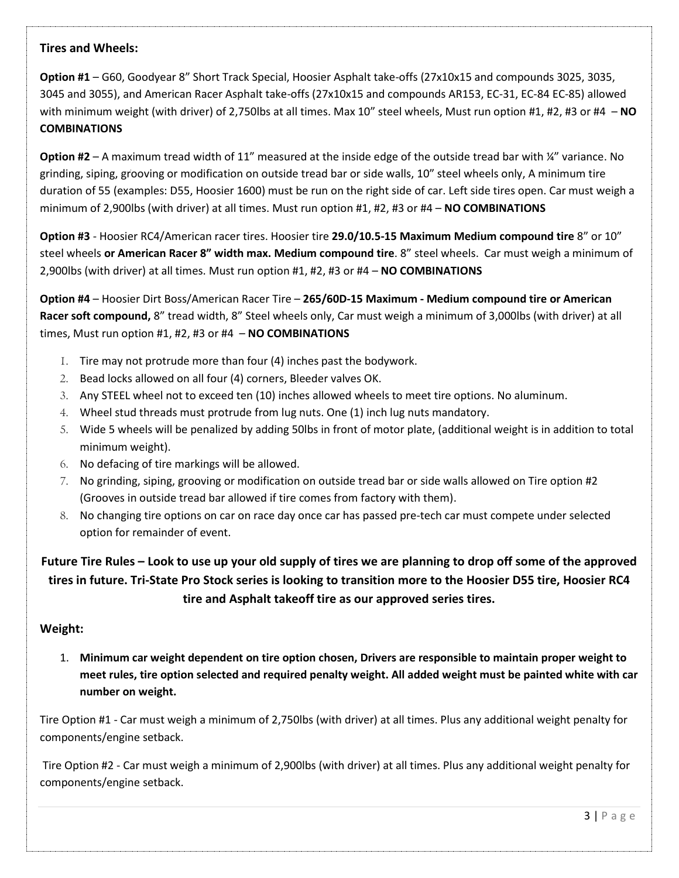### Tires and Wheels:

**Option #1** – G60, Goodyear 8" Short Track Special, Hoosier Asphalt take-offs (27x10x15 and compounds 3025, 3035, 3045 and 3055), and American Racer Asphalt take-offs (27x10x15 and compounds AR153, EC-31, EC-84 EC-85) allowed with minimum weight (with driver) of 2,750lbs at all times. Max 10" steel wheels, Must run option #1, #2, #3 or #4 – **NO COMBINATIONS**

**Option #2** – A maximum tread width of 11" measured at the inside edge of the outside tread bar with ¼" variance. No grinding, siping, grooving or modification on outside tread bar or side walls, 10" steel wheels only, A minimum tire duration of 55 (examples: D55, Hoosier 1600) must be run on the right side of car. Left side tires open. Car must weigh a minimum of 2,900lbs (with driver) at all times. Must run option #1, #2, #3 or #4 – **NO COMBINATIONS**

**Option #3** - Hoosier RC4/American racer tires. Hoosier tire **29.0/10.5-15 Maximum Medium compound tire** 8" or 10" steel wheels **or American Racer 8" width max. Medium compound tire**. 8" steel wheels. Car must weigh a minimum of 2,900lbs (with driver) at all times. Must run option #1, #2, #3 or #4 – **NO COMBINATIONS**

**Option #4** – Hoosier Dirt Boss/American Racer Tire – **265/60D-15 Maximum - Medium compound tire or American Racer soft compound,** 8" tread width, 8" Steel wheels only, Car must weigh a minimum of 3,000lbs (with driver) at all times, Must run option #1, #2, #3 or #4 – **NO COMBINATIONS**

1. Tire may not protrude more than four (4) inches past the bodywork.
2. Bead locks allowed on all four (4) corners, Bleeder valves OK.
3. Any STEEL wheel not to exceed ten (10) inches allowed wheels to meet tire options. No aluminum.
4. Wheel stud threads must protrude from lug nuts. One (1) inch lug nuts mandatory.
5. Wide 5 wheels will be penalized by adding 50lbs in front of motor plate, (additional weight is in addition to total minimum weight).
6. No defacing of tire markings will be allowed.
7. No grinding, siping, grooving or modification on outside tread bar or side walls allowed on Tire option #2 (Grooves in outside tread bar allowed if tire comes from factory with them).
8. No changing tire options on car on race day once car has passed pre-tech car must compete under selected option for remainder of event.

**Future Tire Rules – Look to use up your old supply of tires we are planning to drop off some of the approved tires in future. Tri-State Pro Stock series is looking to transition more to the Hoosier D55 tire, Hoosier RC4 tire and Asphalt takeoff tire as our approved series tires.**

### Weight:

1. **Minimum car weight dependent on tire option chosen, Drivers are responsible to maintain proper weight to meet rules, tire option selected and required penalty weight. All added weight must be painted white with car number on weight.**

Tire Option #1 - Car must weigh a minimum of 2,750lbs (with driver) at all times. Plus any additional weight penalty for components/engine setback.

Tire Option #2 - Car must weigh a minimum of 2,900lbs (with driver) at all times. Plus any additional weight penalty for components/engine setback.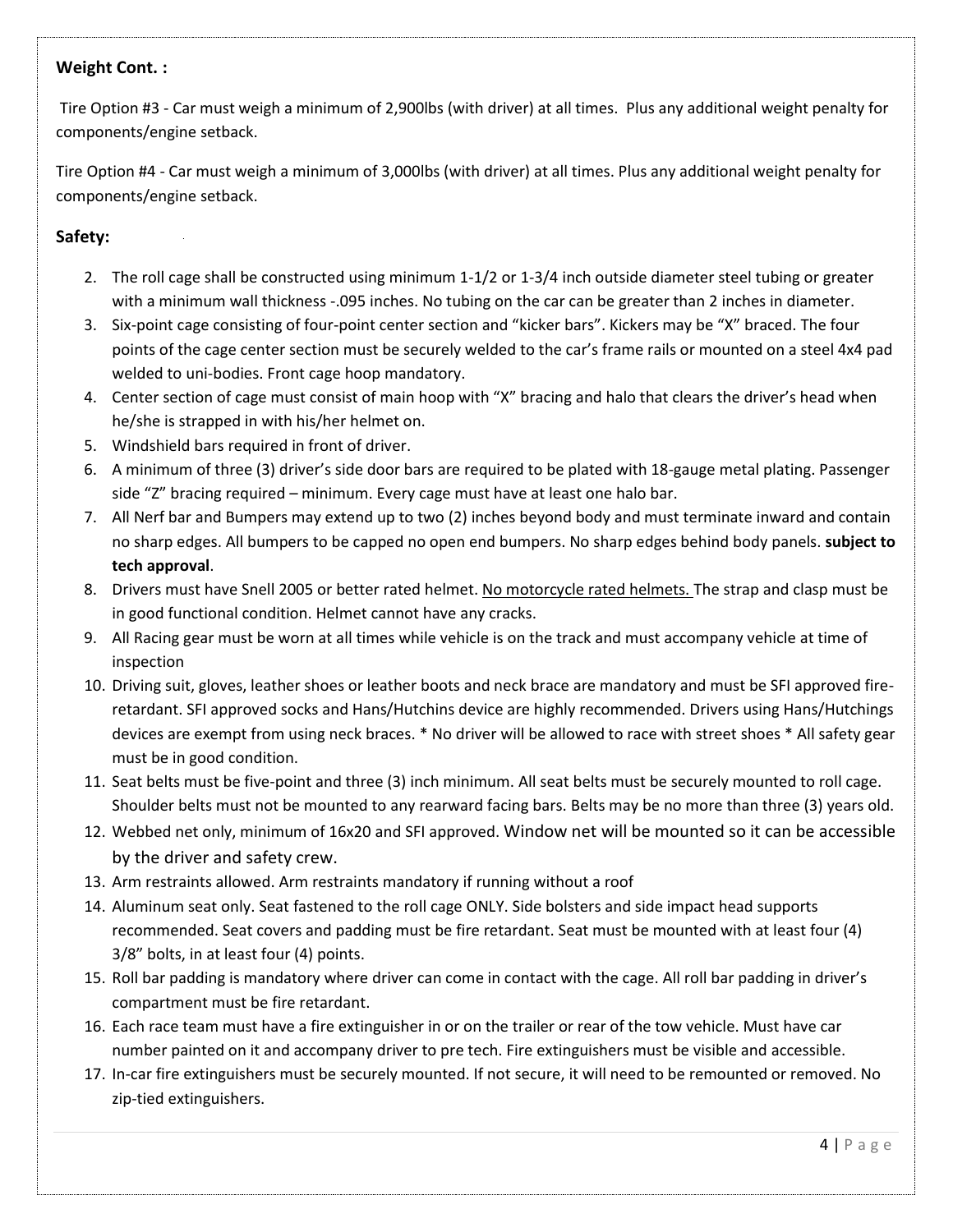**Weight Cont. :**

Tire Option #3 - Car must weigh a minimum of 2,900lbs (with driver) at all times. Plus any additional weight penalty for components/engine setback.

Tire Option #4 - Car must weigh a minimum of 3,000lbs (with driver) at all times. Plus any additional weight penalty for components/engine setback.

**Safety:**

2. The roll cage shall be constructed using minimum 1-1/2 or 1-3/4 inch outside diameter steel tubing or greater with a minimum wall thickness -.095 inches. No tubing on the car can be greater than 2 inches in diameter.
3. Six-point cage consisting of four-point center section and "kicker bars". Kickers may be "X" braced. The four points of the cage center section must be securely welded to the car's frame rails or mounted on a steel 4x4 pad welded to uni-bodies. Front cage hoop mandatory.
4. Center section of cage must consist of main hoop with "X" bracing and halo that clears the driver's head when he/she is strapped in with his/her helmet on.
5. Windshield bars required in front of driver.
6. A minimum of three (3) driver's side door bars are required to be plated with 18-gauge metal plating. Passenger side "Z" bracing required – minimum. Every cage must have at least one halo bar.
7. All Nerf bar and Bumpers may extend up to two (2) inches beyond body and must terminate inward and contain no sharp edges. All bumpers to be capped no open end bumpers. No sharp edges behind body panels. **subject to tech approval**.
8. Drivers must have Snell 2005 or better rated helmet. <u>No motorcycle rated helmets.</u> The strap and clasp must be in good functional condition. Helmet cannot have any cracks.
9. All Racing gear must be worn at all times while vehicle is on the track and must accompany vehicle at time of inspection
10. Driving suit, gloves, leather shoes or leather boots and neck brace are mandatory and must be SFI approved fire-retardant. SFI approved socks and Hans/Hutchins device are highly recommended. Drivers using Hans/Hutchings devices are exempt from using neck braces. * No driver will be allowed to race with street shoes * All safety gear must be in good condition.
11. Seat belts must be five-point and three (3) inch minimum. All seat belts must be securely mounted to roll cage. Shoulder belts must not be mounted to any rearward facing bars. Belts may be no more than three (3) years old.
12. Webbed net only, minimum of 16x20 and SFI approved. Window net will be mounted so it can be accessible by the driver and safety crew.
13. Arm restraints allowed. Arm restraints mandatory if running without a roof
14. Aluminum seat only. Seat fastened to the roll cage ONLY. Side bolsters and side impact head supports recommended. Seat covers and padding must be fire retardant. Seat must be mounted with at least four (4) 3/8" bolts, in at least four (4) points.
15. Roll bar padding is mandatory where driver can come in contact with the cage. All roll bar padding in driver's compartment must be fire retardant.
16. Each race team must have a fire extinguisher in or on the trailer or rear of the tow vehicle. Must have car number painted on it and accompany driver to pre tech. Fire extinguishers must be visible and accessible.
17. In-car fire extinguishers must be securely mounted. If not secure, it will need to be remounted or removed. No zip-tied extinguishers.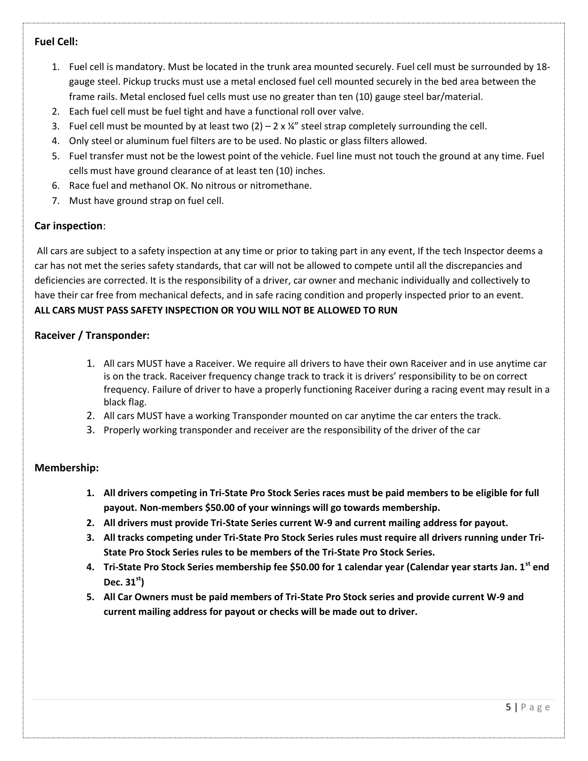**Fuel Cell:**

1. Fuel cell is mandatory. Must be located in the trunk area mounted securely. Fuel cell must be surrounded by 18-gauge steel. Pickup trucks must use a metal enclosed fuel cell mounted securely in the bed area between the frame rails. Metal enclosed fuel cells must use no greater than ten (10) gauge steel bar/material.
2. Each fuel cell must be fuel tight and have a functional roll over valve.
3. Fuel cell must be mounted by at least two (2) – 2 x ¼" steel strap completely surrounding the cell.
4. Only steel or aluminum fuel filters are to be used. No plastic or glass filters allowed.
5. Fuel transfer must not be the lowest point of the vehicle. Fuel line must not touch the ground at any time. Fuel cells must have ground clearance of at least ten (10) inches.
6. Race fuel and methanol OK. No nitrous or nitromethane.
7. Must have ground strap on fuel cell.

**Car inspection**:

All cars are subject to a safety inspection at any time or prior to taking part in any event, If the tech Inspector deems a car has not met the series safety standards, that car will not be allowed to compete until all the discrepancies and deficiencies are corrected. It is the responsibility of a driver, car owner and mechanic individually and collectively to have their car free from mechanical defects, and in safe racing condition and properly inspected prior to an event.

**ALL CARS MUST PASS SAFETY INSPECTION OR YOU WILL NOT BE ALLOWED TO RUN**

**Raceiver / Transponder:**

1. All cars MUST have a Raceiver. We require all drivers to have their own Raceiver and in use anytime car is on the track. Raceiver frequency change track to track it is drivers' responsibility to be on correct frequency. Failure of driver to have a properly functioning Raceiver during a racing event may result in a black flag.
2. All cars MUST have a working Transponder mounted on car anytime the car enters the track.
3. Properly working transponder and receiver are the responsibility of the driver of the car

**Membership:**

1. **All drivers competing in Tri-State Pro Stock Series races must be paid members to be eligible for full payout. Non-members $50.00 of your winnings will go towards membership.**
2. **All drivers must provide Tri-State Series current W-9 and current mailing address for payout.**
3. **All tracks competing under Tri-State Pro Stock Series rules must require all drivers running under Tri-State Pro Stock Series rules to be members of the Tri-State Pro Stock Series.**
4. **Tri-State Pro Stock Series membership fee $50.00 for 1 calendar year (Calendar year starts Jan. 1st end Dec. 31st)**
5. **All Car Owners must be paid members of Tri-State Pro Stock series and provide current W-9 and current mailing address for payout or checks will be made out to driver.**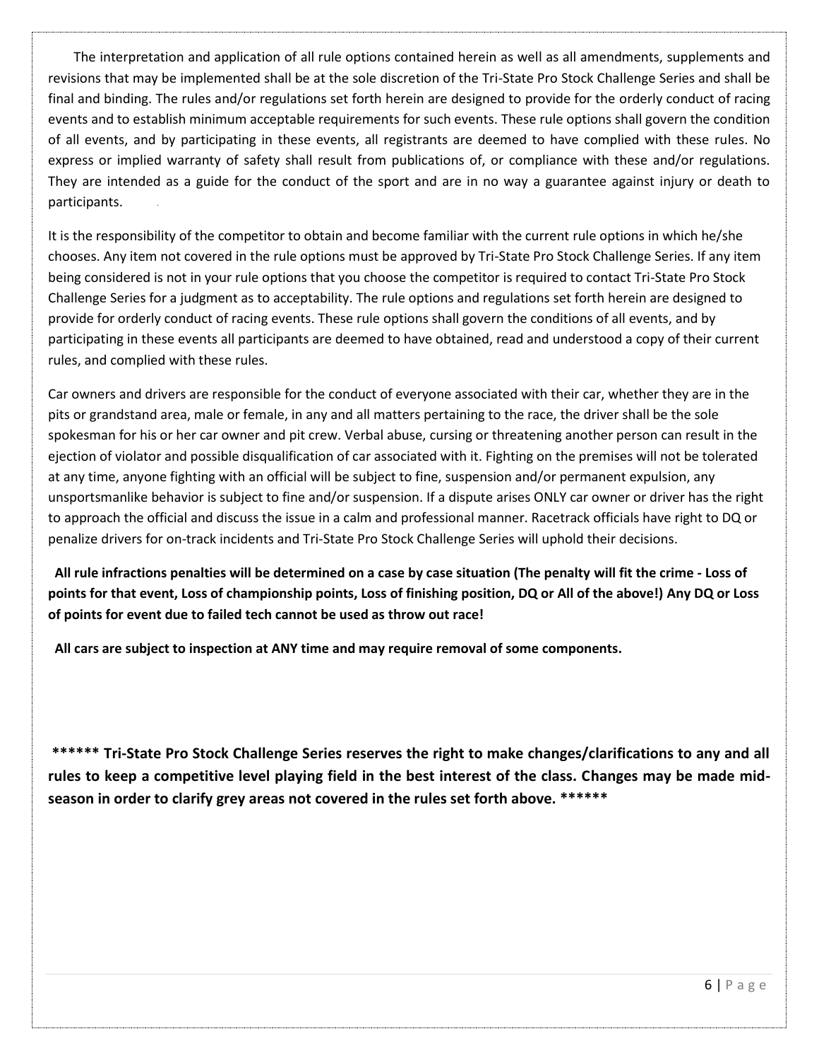The interpretation and application of all rule options contained herein as well as all amendments, supplements and revisions that may be implemented shall be at the sole discretion of the Tri-State Pro Stock Challenge Series and shall be final and binding. The rules and/or regulations set forth herein are designed to provide for the orderly conduct of racing events and to establish minimum acceptable requirements for such events. These rule options shall govern the condition of all events, and by participating in these events, all registrants are deemed to have complied with these rules. No express or implied warranty of safety shall result from publications of, or compliance with these and/or regulations. They are intended as a guide for the conduct of the sport and are in no way a guarantee against injury or death to participants.

It is the responsibility of the competitor to obtain and become familiar with the current rule options in which he/she chooses. Any item not covered in the rule options must be approved by Tri-State Pro Stock Challenge Series. If any item being considered is not in your rule options that you choose the competitor is required to contact Tri-State Pro Stock Challenge Series for a judgment as to acceptability. The rule options and regulations set forth herein are designed to provide for orderly conduct of racing events. These rule options shall govern the conditions of all events, and by participating in these events all participants are deemed to have obtained, read and understood a copy of their current rules, and complied with these rules.

Car owners and drivers are responsible for the conduct of everyone associated with their car, whether they are in the pits or grandstand area, male or female, in any and all matters pertaining to the race, the driver shall be the sole spokesman for his or her car owner and pit crew. Verbal abuse, cursing or threatening another person can result in the ejection of violator and possible disqualification of car associated with it. Fighting on the premises will not be tolerated at any time, anyone fighting with an official will be subject to fine, suspension and/or permanent expulsion, any unsportsmanlike behavior is subject to fine and/or suspension. If a dispute arises ONLY car owner or driver has the right to approach the official and discuss the issue in a calm and professional manner. Racetrack officials have right to DQ or penalize drivers for on-track incidents and Tri-State Pro Stock Challenge Series will uphold their decisions.

**All rule infractions penalties will be determined on a case by case situation (The penalty will fit the crime - Loss of points for that event, Loss of championship points, Loss of finishing position, DQ or All of the above!) Any DQ or Loss of points for event due to failed tech cannot be used as throw out race!**

**All cars are subject to inspection at ANY time and may require removal of some components.**

**\*\*\*\*\*\* Tri-State Pro Stock Challenge Series reserves the right to make changes/clarifications to any and all rules to keep a competitive level playing field in the best interest of the class. Changes may be made mid-season in order to clarify grey areas not covered in the rules set forth above. \*\*\*\*\*\***